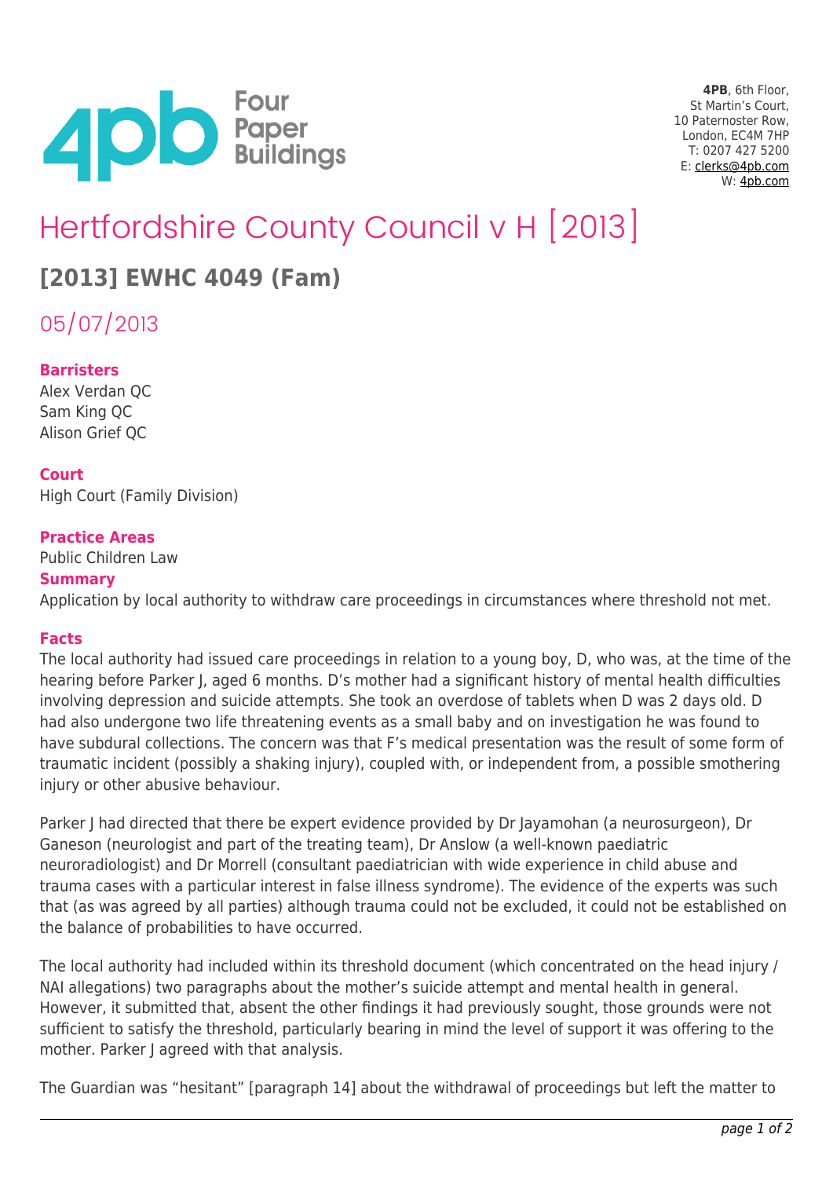4PB, 6th Floor,
St Martin's Court,
10 Paternoster Row,
London, EC4M 7HP
T: 0207 427 5200
E: clerks@4pb.com
W: 4pb.com

# Hertfordshire County Council v H [2013]

## [2013] EWHC 4049 (Fam)

05/07/2013

**Barristers**
Alex Verdan QC
Sam King QC
Alison Grief QC

**Court**
High Court (Family Division)

**Practice Areas**
Public Children Law

**Summary**
Application by local authority to withdraw care proceedings in circumstances where threshold not met.

**Facts**
The local authority had issued care proceedings in relation to a young boy, D, who was, at the time of the hearing before Parker J, aged 6 months. D's mother had a significant history of mental health difficulties involving depression and suicide attempts. She took an overdose of tablets when D was 2 days old. D had also undergone two life threatening events as a small baby and on investigation he was found to have subdural collections. The concern was that F's medical presentation was the result of some form of traumatic incident (possibly a shaking injury), coupled with, or independent from, a possible smothering injury or other abusive behaviour.

Parker J had directed that there be expert evidence provided by Dr Jayamohan (a neurosurgeon), Dr Ganeson (neurologist and part of the treating team), Dr Anslow (a well-known paediatric neuroradiologist) and Dr Morrell (consultant paediatrician with wide experience in child abuse and trauma cases with a particular interest in false illness syndrome). The evidence of the experts was such that (as was agreed by all parties) although trauma could not be excluded, it could not be established on the balance of probabilities to have occurred.

The local authority had included within its threshold document (which concentrated on the head injury / NAI allegations) two paragraphs about the mother's suicide attempt and mental health in general. However, it submitted that, absent the other findings it had previously sought, those grounds were not sufficient to satisfy the threshold, particularly bearing in mind the level of support it was offering to the mother. Parker J agreed with that analysis.

The Guardian was "hesitant" [paragraph 14] about the withdrawal of proceedings but left the matter to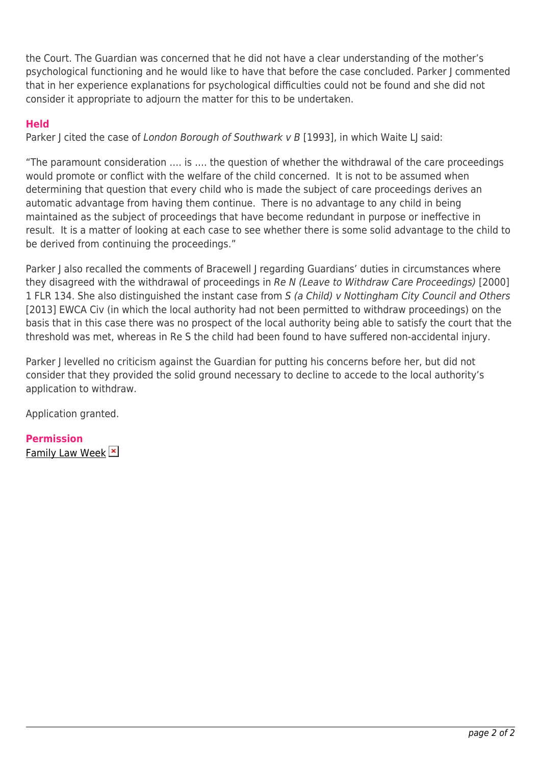the Court. The Guardian was concerned that he did not have a clear understanding of the mother's psychological functioning and he would like to have that before the case concluded. Parker J commented that in her experience explanations for psychological difficulties could not be found and she did not consider it appropriate to adjourn the matter for this to be undertaken.

**Held**

Parker J cited the case of *London Borough of Southwark v B* [1993], in which Waite LJ said:

"The paramount consideration .... is .... the question of whether the withdrawal of the care proceedings would promote or conflict with the welfare of the child concerned. It is not to be assumed when determining that question that every child who is made the subject of care proceedings derives an automatic advantage from having them continue. There is no advantage to any child in being maintained as the subject of proceedings that have become redundant in purpose or ineffective in result. It is a matter of looking at each case to see whether there is some solid advantage to the child to be derived from continuing the proceedings."

Parker J also recalled the comments of Bracewell J regarding Guardians' duties in circumstances where they disagreed with the withdrawal of proceedings in *Re N (Leave to Withdraw Care Proceedings)* [2000] 1 FLR 134. She also distinguished the instant case from *S (a Child) v Nottingham City Council and Others* [2013] EWCA Civ (in which the local authority had not been permitted to withdraw proceedings) on the basis that in this case there was no prospect of the local authority being able to satisfy the court that the threshold was met, whereas in Re S the child had been found to have suffered non-accidental injury.

Parker J levelled no criticism against the Guardian for putting his concerns before her, but did not consider that they provided the solid ground necessary to decline to accede to the local authority's application to withdraw.

Application granted.

**Permission**

Family Law Week